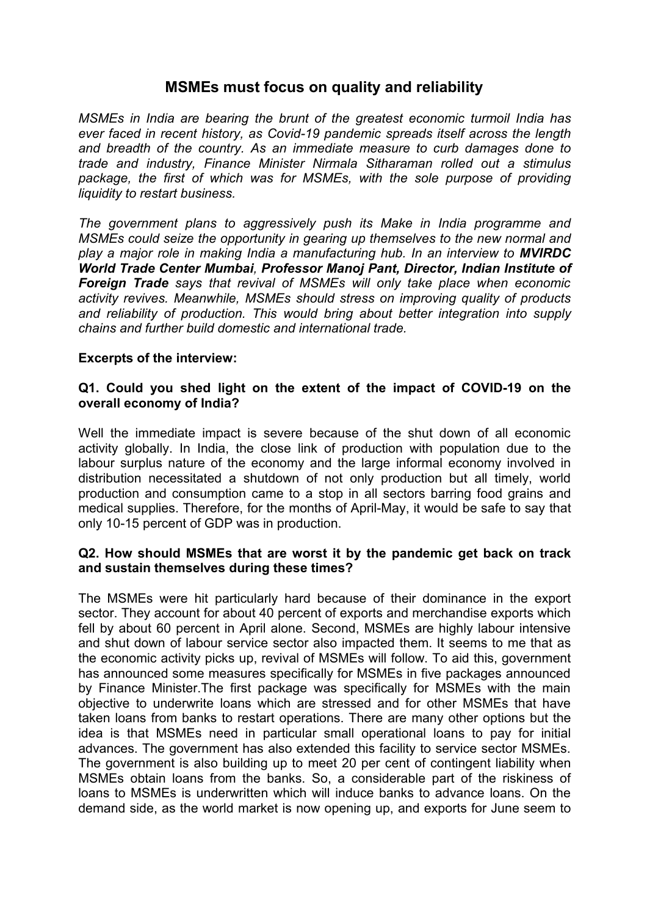# MSMEs must focus on quality and reliability

*MSMEs in India are bearing the brunt of the greatest economic turmoil India has ever faced in recent history, as Covid-19 pandemic spreads itself across the length and breadth of the country. As an immediate measure to curb damages done to trade and industry, Finance Minister Nirmala Sitharaman rolled out a stimulus package, the first of which was for MSMEs, with the sole purpose of providing liquidity to restart business.*

*The government plans to aggressively push its Make in India programme and MSMEs could seize the opportunity in gearing up themselves to the new normal and play a major role in making India a manufacturing hub. In an interview to* ***MVIRDC World Trade Center Mumbai****,* ***Professor Manoj Pant, Director, Indian Institute of Foreign Trade*** *says that revival of MSMEs will only take place when economic activity revives. Meanwhile, MSMEs should stress on improving quality of products and reliability of production. This would bring about better integration into supply chains and further build domestic and international trade.*

**Excerpts of the interview:**

**Q1. Could you shed light on the extent of the impact of COVID-19 on the overall economy of India?**

Well the immediate impact is severe because of the shut down of all economic activity globally. In India, the close link of production with population due to the labour surplus nature of the economy and the large informal economy involved in distribution necessitated a shutdown of not only production but all timely, world production and consumption came to a stop in all sectors barring food grains and medical supplies. Therefore, for the months of April-May, it would be safe to say that only 10-15 percent of GDP was in production.

**Q2. How should MSMEs that are worst it by the pandemic get back on track and sustain themselves during these times?**

The MSMEs were hit particularly hard because of their dominance in the export sector. They account for about 40 percent of exports and merchandise exports which fell by about 60 percent in April alone. Second, MSMEs are highly labour intensive and shut down of labour service sector also impacted them. It seems to me that as the economic activity picks up, revival of MSMEs will follow. To aid this, government has announced some measures specifically for MSMEs in five packages announced by Finance Minister.The first package was specifically for MSMEs with the main objective to underwrite loans which are stressed and for other MSMEs that have taken loans from banks to restart operations. There are many other options but the idea is that MSMEs need in particular small operational loans to pay for initial advances. The government has also extended this facility to service sector MSMEs. The government is also building up to meet 20 per cent of contingent liability when MSMEs obtain loans from the banks. So, a considerable part of the riskiness of loans to MSMEs is underwritten which will induce banks to advance loans. On the demand side, as the world market is now opening up, and exports for June seem to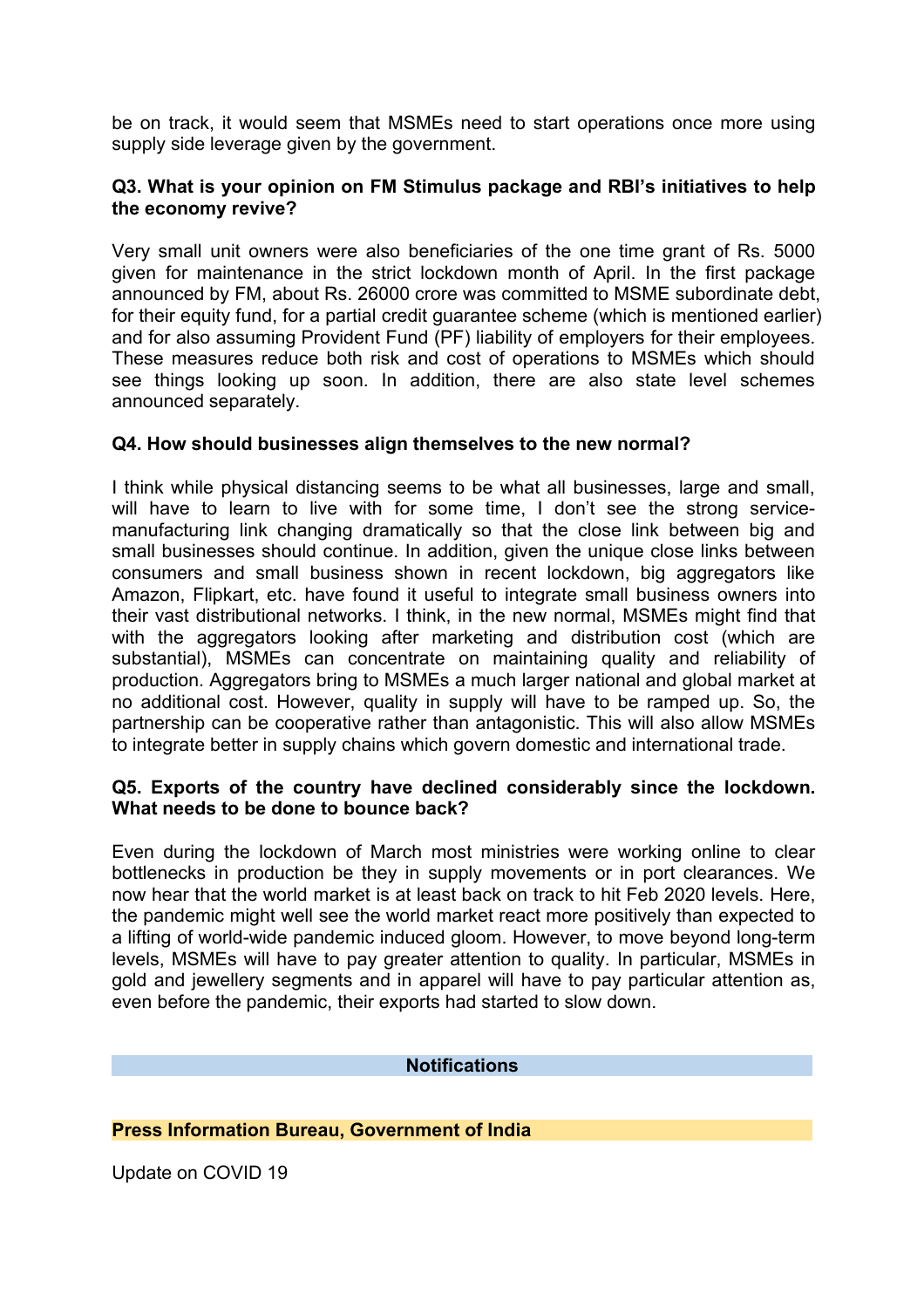be on track, it would seem that MSMEs need to start operations once more using supply side leverage given by the government.

**Q3. What is your opinion on FM Stimulus package and RBI's initiatives to help the economy revive?**

Very small unit owners were also beneficiaries of the one time grant of Rs. 5000 given for maintenance in the strict lockdown month of April. In the first package announced by FM, about Rs. 26000 crore was committed to MSME subordinate debt, for their equity fund, for a partial credit guarantee scheme (which is mentioned earlier) and for also assuming Provident Fund (PF) liability of employers for their employees. These measures reduce both risk and cost of operations to MSMEs which should see things looking up soon. In addition, there are also state level schemes announced separately.

**Q4. How should businesses align themselves to the new normal?**

I think while physical distancing seems to be what all businesses, large and small, will have to learn to live with for some time, I don't see the strong service-manufacturing link changing dramatically so that the close link between big and small businesses should continue. In addition, given the unique close links between consumers and small business shown in recent lockdown, big aggregators like Amazon, Flipkart, etc. have found it useful to integrate small business owners into their vast distributional networks. I think, in the new normal, MSMEs might find that with the aggregators looking after marketing and distribution cost (which are substantial), MSMEs can concentrate on maintaining quality and reliability of production. Aggregators bring to MSMEs a much larger national and global market at no additional cost. However, quality in supply will have to be ramped up. So, the partnership can be cooperative rather than antagonistic. This will also allow MSMEs to integrate better in supply chains which govern domestic and international trade.

**Q5. Exports of the country have declined considerably since the lockdown. What needs to be done to bounce back?**

Even during the lockdown of March most ministries were working online to clear bottlenecks in production be they in supply movements or in port clearances. We now hear that the world market is at least back on track to hit Feb 2020 levels. Here, the pandemic might well see the world market react more positively than expected to a lifting of world-wide pandemic induced gloom. However, to move beyond long-term levels, MSMEs will have to pay greater attention to quality. In particular, MSMEs in gold and jewellery segments and in apparel will have to pay particular attention as, even before the pandemic, their exports had started to slow down.

## Notifications

**Press Information Bureau, Government of India**

Update on COVID 19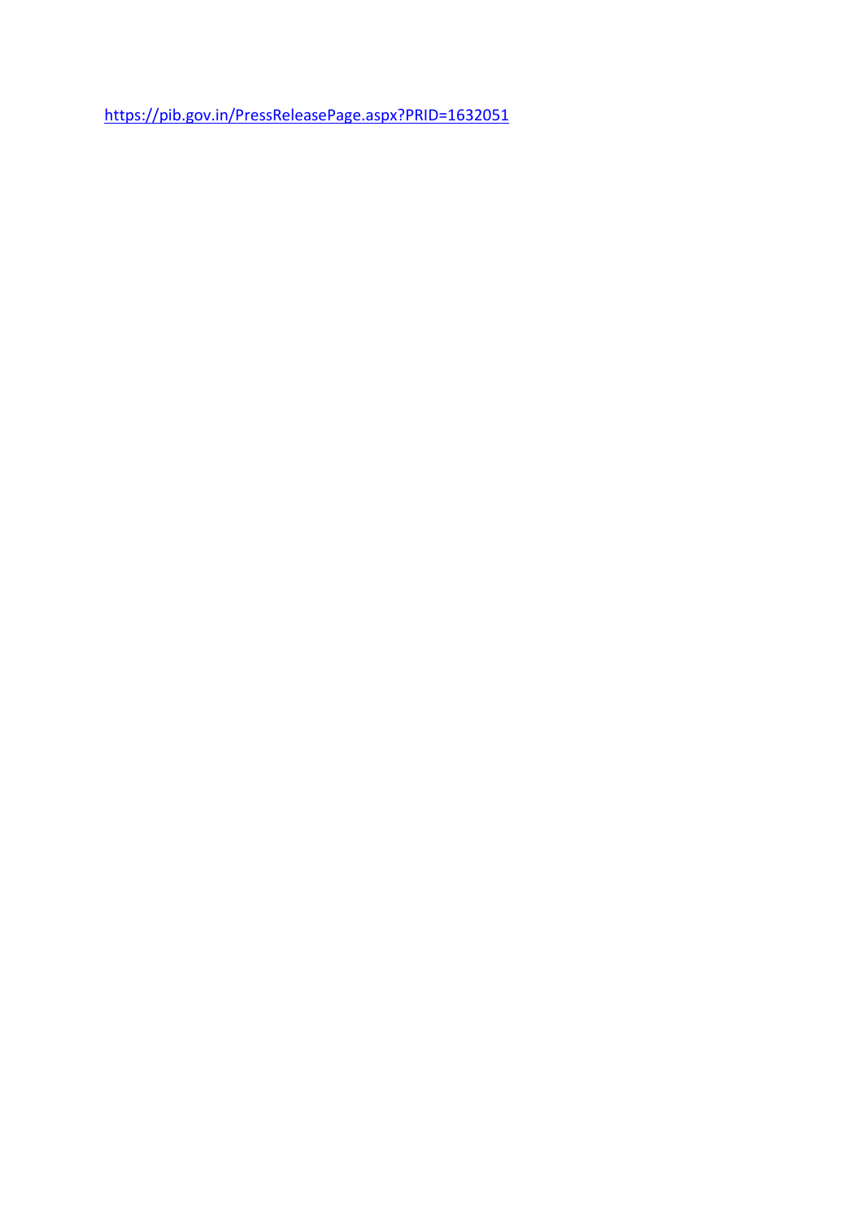https://pib.gov.in/PressReleasePage.aspx?PRID=1632051